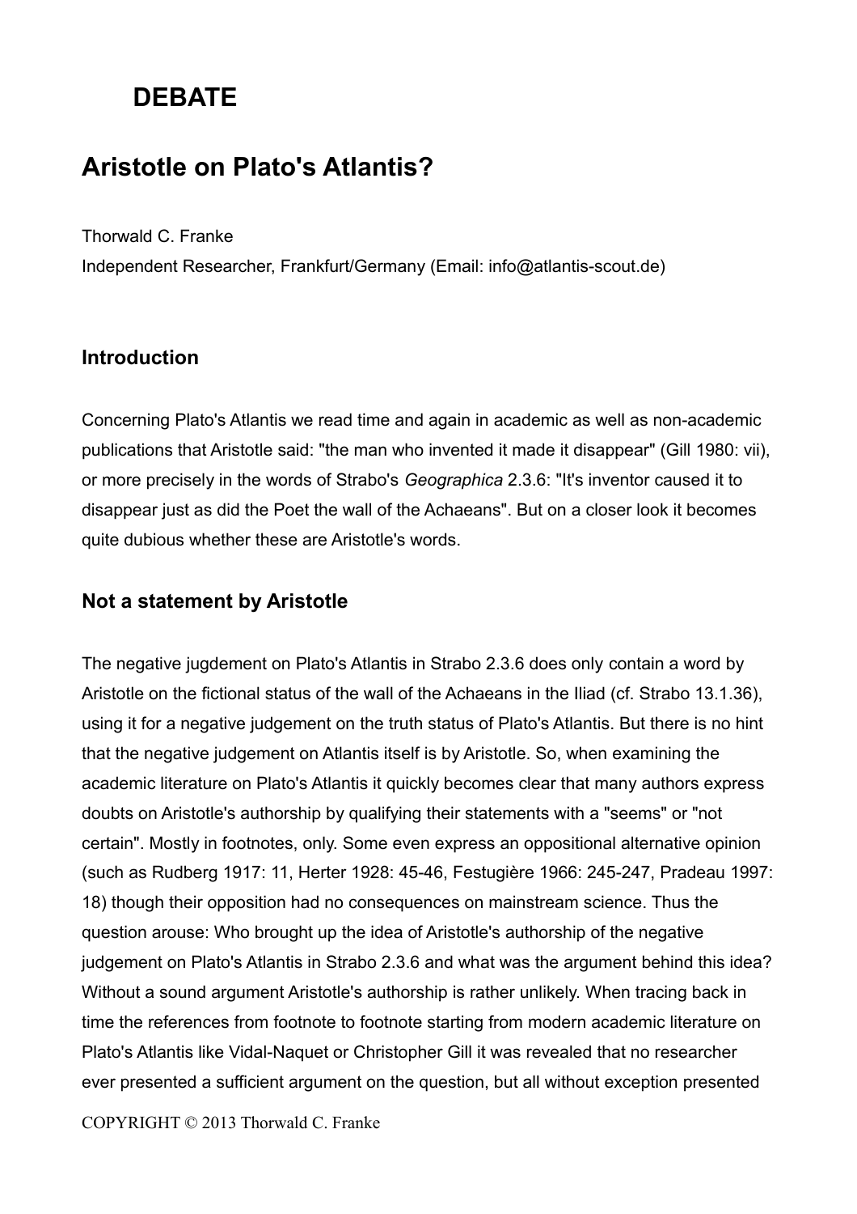# DEBATE

## Aristotle on Plato's Atlantis?

Thorwald C. Franke

Independent Researcher, Frankfurt/Germany (Email: info@atlantis-scout.de)

### Introduction

Concerning Plato's Atlantis we read time and again in academic as well as non-academic publications that Aristotle said: "the man who invented it made it disappear" (Gill 1980: vii), or more precisely in the words of Strabo's *Geographica* 2.3.6: "It's inventor caused it to disappear just as did the Poet the wall of the Achaeans". But on a closer look it becomes quite dubious whether these are Aristotle's words.

### Not a statement by Aristotle

The negative jugdement on Plato's Atlantis in Strabo 2.3.6 does only contain a word by Aristotle on the fictional status of the wall of the Achaeans in the Iliad (cf. Strabo 13.1.36), using it for a negative judgement on the truth status of Plato's Atlantis. But there is no hint that the negative judgement on Atlantis itself is by Aristotle. So, when examining the academic literature on Plato's Atlantis it quickly becomes clear that many authors express doubts on Aristotle's authorship by qualifying their statements with a "seems" or "not certain". Mostly in footnotes, only. Some even express an oppositional alternative opinion (such as Rudberg 1917: 11, Herter 1928: 45-46, Festugière 1966: 245-247, Pradeau 1997: 18) though their opposition had no consequences on mainstream science. Thus the question arouse: Who brought up the idea of Aristotle's authorship of the negative judgement on Plato's Atlantis in Strabo 2.3.6 and what was the argument behind this idea? Without a sound argument Aristotle's authorship is rather unlikely. When tracing back in time the references from footnote to footnote starting from modern academic literature on Plato's Atlantis like Vidal-Naquet or Christopher Gill it was revealed that no researcher ever presented a sufficient argument on the question, but all without exception presented

COPYRIGHT © 2013 Thorwald C. Franke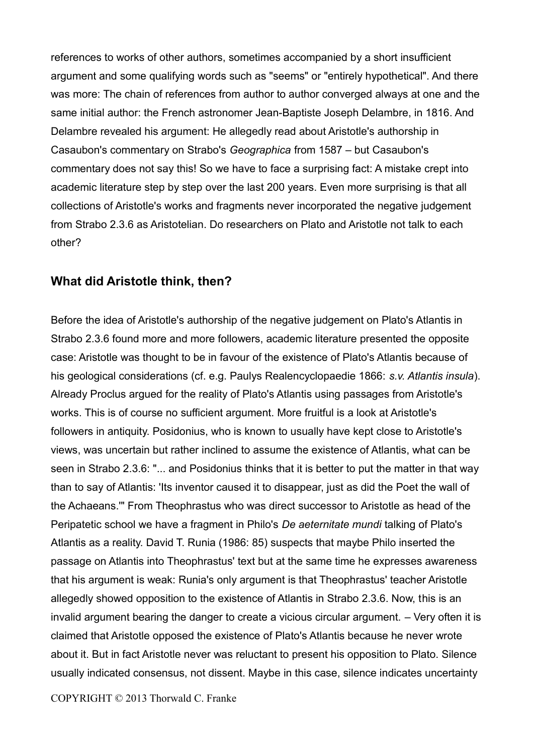references to works of other authors, sometimes accompanied by a short insufficient argument and some qualifying words such as "seems" or "entirely hypothetical". And there was more: The chain of references from author to author converged always at one and the same initial author: the French astronomer Jean-Baptiste Joseph Delambre, in 1816. And Delambre revealed his argument: He allegedly read about Aristotle's authorship in Casaubon's commentary on Strabo's *Geographica* from 1587 – but Casaubon's commentary does not say this! So we have to face a surprising fact: A mistake crept into academic literature step by step over the last 200 years. Even more surprising is that all collections of Aristotle's works and fragments never incorporated the negative judgement from Strabo 2.3.6 as Aristotelian. Do researchers on Plato and Aristotle not talk to each other?

## What did Aristotle think, then?

Before the idea of Aristotle's authorship of the negative judgement on Plato's Atlantis in Strabo 2.3.6 found more and more followers, academic literature presented the opposite case: Aristotle was thought to be in favour of the existence of Plato's Atlantis because of his geological considerations (cf. e.g. Paulys Realencyclopaedie 1866: *s.v. Atlantis insula*). Already Proclus argued for the reality of Plato's Atlantis using passages from Aristotle's works. This is of course no sufficient argument. More fruitful is a look at Aristotle's followers in antiquity. Posidonius, who is known to usually have kept close to Aristotle's views, was uncertain but rather inclined to assume the existence of Atlantis, what can be seen in Strabo 2.3.6: "... and Posidonius thinks that it is better to put the matter in that way than to say of Atlantis: 'Its inventor caused it to disappear, just as did the Poet the wall of the Achaeans.'" From Theophrastus who was direct successor to Aristotle as head of the Peripatetic school we have a fragment in Philo's *De aeternitate mundi* talking of Plato's Atlantis as a reality. David T. Runia (1986: 85) suspects that maybe Philo inserted the passage on Atlantis into Theophrastus' text but at the same time he expresses awareness that his argument is weak: Runia's only argument is that Theophrastus' teacher Aristotle allegedly showed opposition to the existence of Atlantis in Strabo 2.3.6. Now, this is an invalid argument bearing the danger to create a vicious circular argument. – Very often it is claimed that Aristotle opposed the existence of Plato's Atlantis because he never wrote about it. But in fact Aristotle never was reluctant to present his opposition to Plato. Silence usually indicated consensus, not dissent. Maybe in this case, silence indicates uncertainty

COPYRIGHT © 2013 Thorwald C. Franke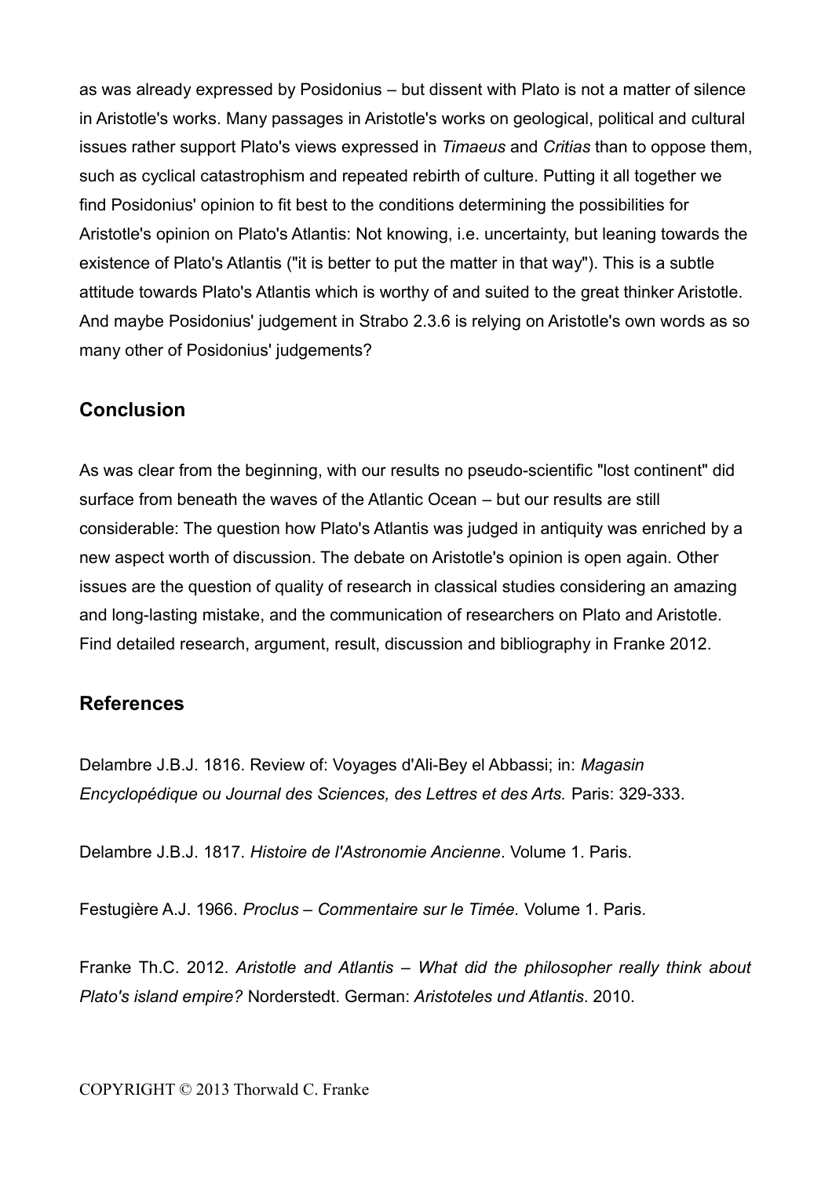as was already expressed by Posidonius – but dissent with Plato is not a matter of silence in Aristotle's works. Many passages in Aristotle's works on geological, political and cultural issues rather support Plato's views expressed in *Timaeus* and *Critias* than to oppose them, such as cyclical catastrophism and repeated rebirth of culture. Putting it all together we find Posidonius' opinion to fit best to the conditions determining the possibilities for Aristotle's opinion on Plato's Atlantis: Not knowing, i.e. uncertainty, but leaning towards the existence of Plato's Atlantis ("it is better to put the matter in that way"). This is a subtle attitude towards Plato's Atlantis which is worthy of and suited to the great thinker Aristotle. And maybe Posidonius' judgement in Strabo 2.3.6 is relying on Aristotle's own words as so many other of Posidonius' judgements?

## Conclusion

As was clear from the beginning, with our results no pseudo-scientific "lost continent" did surface from beneath the waves of the Atlantic Ocean – but our results are still considerable: The question how Plato's Atlantis was judged in antiquity was enriched by a new aspect worth of discussion. The debate on Aristotle's opinion is open again. Other issues are the question of quality of research in classical studies considering an amazing and long-lasting mistake, and the communication of researchers on Plato and Aristotle. Find detailed research, argument, result, discussion and bibliography in Franke 2012.

## References

Delambre J.B.J. 1816. Review of: Voyages d'Ali-Bey el Abbassi; in: *Magasin Encyclopédique ou Journal des Sciences, des Lettres et des Arts.* Paris: 329-333.

Delambre J.B.J. 1817. *Histoire de l'Astronomie Ancienne*. Volume 1. Paris.

Festugière A.J. 1966. *Proclus – Commentaire sur le Timée.* Volume 1. Paris.

Franke Th.C. 2012. *Aristotle and Atlantis – What did the philosopher really think about Plato's island empire?* Norderstedt. German: *Aristoteles und Atlantis*. 2010.

COPYRIGHT © 2013 Thorwald C. Franke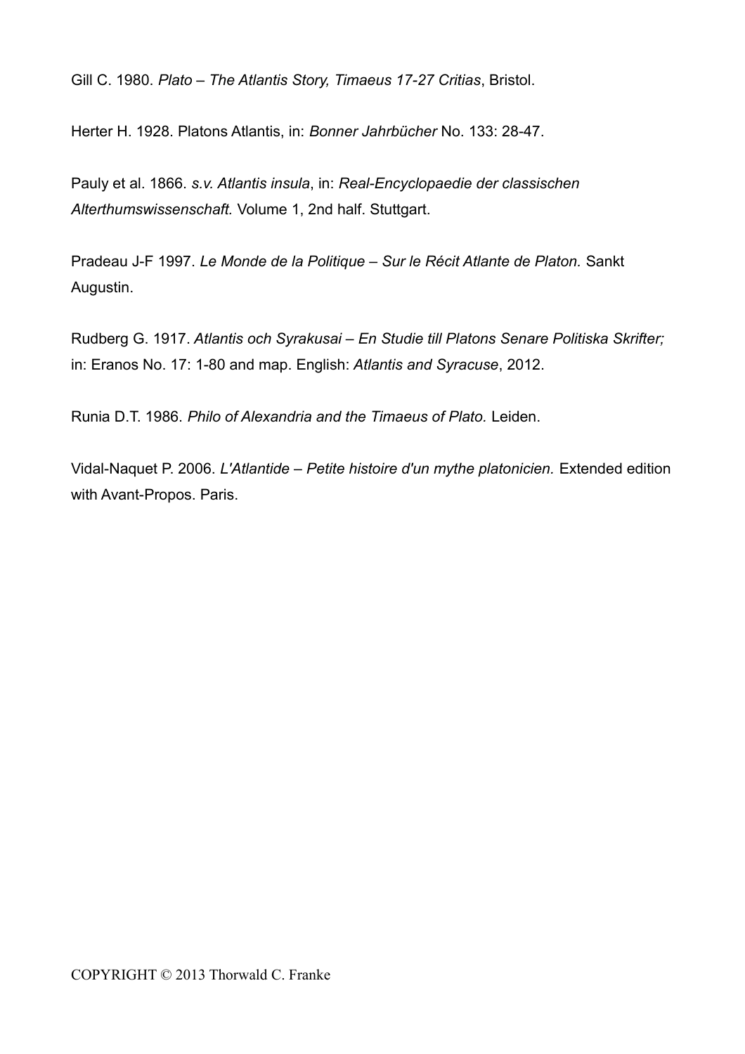Gill C. 1980. *Plato – The Atlantis Story, Timaeus 17-27 Critias*, Bristol.

Herter H. 1928. Platons Atlantis, in: *Bonner Jahrbücher* No. 133: 28-47.

Pauly et al. 1866. *s.v. Atlantis insula*, in: *Real-Encyclopaedie der classischen Alterthumswissenschaft.* Volume 1, 2nd half. Stuttgart.

Pradeau J-F 1997. *Le Monde de la Politique – Sur le Récit Atlante de Platon.* Sankt Augustin.

Rudberg G. 1917. *Atlantis och Syrakusai – En Studie till Platons Senare Politiska Skrifter;* in: Eranos No. 17: 1-80 and map. English: *Atlantis and Syracuse*, 2012.

Runia D.T. 1986. *Philo of Alexandria and the Timaeus of Plato.* Leiden.

Vidal-Naquet P. 2006. *L'Atlantide – Petite histoire d'un mythe platonicien.* Extended edition with Avant-Propos. Paris.

COPYRIGHT © 2013 Thorwald C. Franke